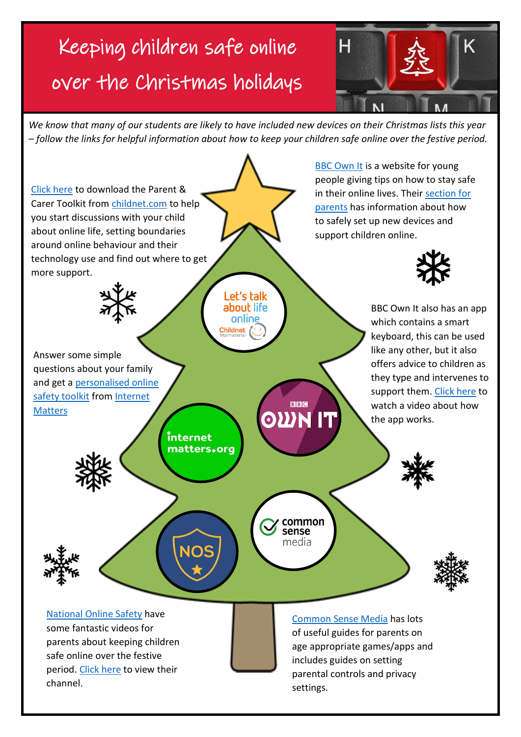# Keeping children safe online over the Christmas holidays

*We know that many of our students are likely to have included new devices on their Christmas lists this year – follow the links for helpful information about how to keep your children safe online over the festive period.*

Click here to download the Parent & Carer Toolkit from childnet.com to help you start discussions with your child about online life, setting boundaries around online behaviour and their technology use and find out where to get more support.

BBC Own It is a website for young people giving tips on how to stay safe in their online lives. Their section for parents has information about how to safely set up new devices and support children online.

BBC Own It also has an app which contains a smart keyboard, this can be used like any other, but it also offers advice to children as they type and intervenes to support them. Click here to watch a video about how the app works.

Answer some simple questions about your family and get a personalised online safety toolkit from Internet Matters

National Online Safety have some fantastic videos for parents about keeping children safe online over the festive period. Click here to view their channel.

Common Sense Media has lots of useful guides for parents on age appropriate games/apps and includes guides on setting parental controls and privacy settings.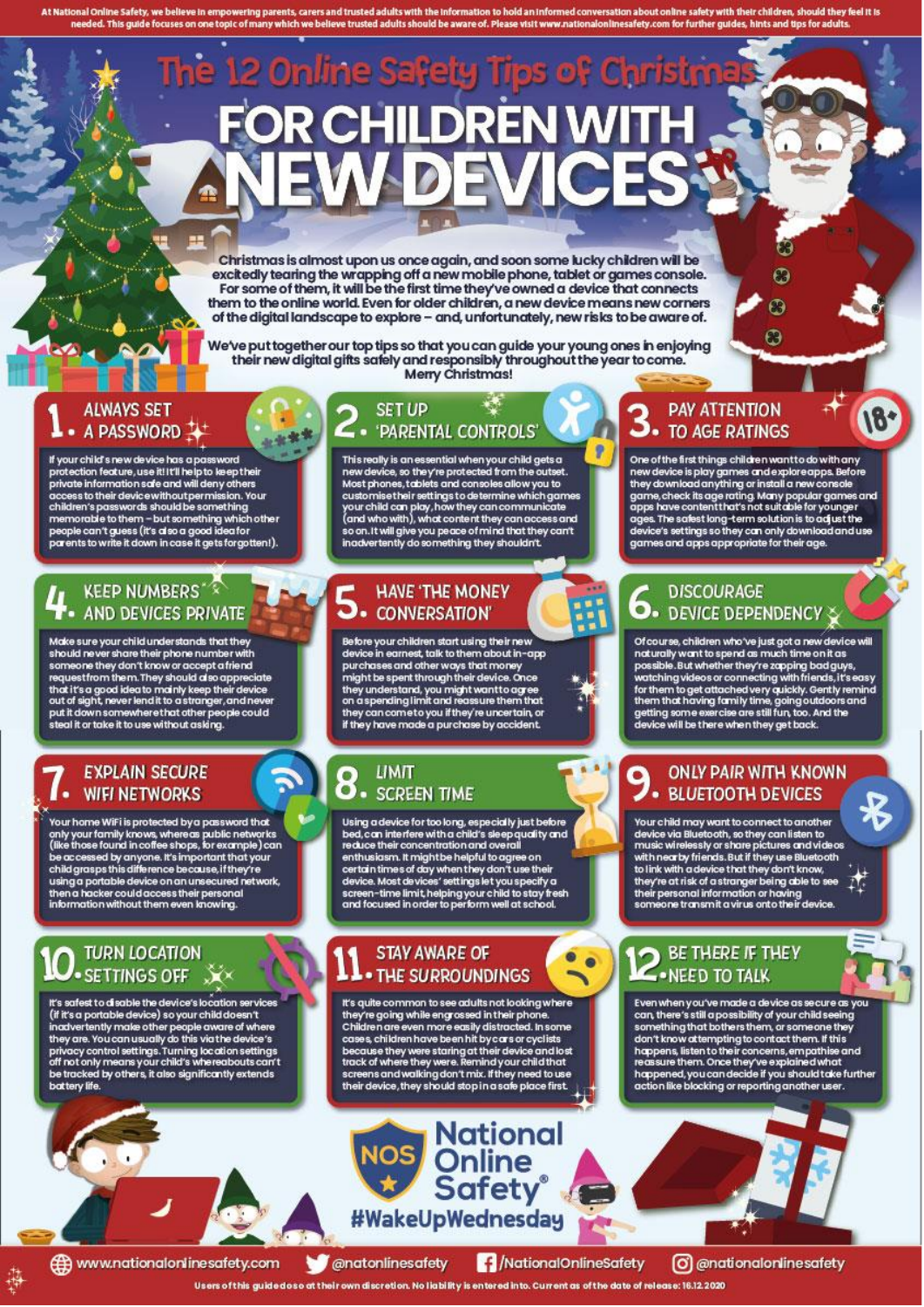At National Online Safety, we believe in empowering parents, carers and trusted adults with the information to hold an informed conversation about online safety with their children, should they feel it is needed. This guide focuses on one topic of many which we believe trusted adults should be aware of. Please visit www.nationalonlinesafety.com for further guides, hints and tips for adults.

# The 12 Online Safety Tips of Christmas

# FOR CHILDREN WITH NEW DEVICES

Christmas is almost upon us once again, and soon some lucky children will be excitedly tearing the wrapping off a new mobile phone, tablet or games console. For some of them, it will be the first time they've owned a device that connects them to the online world. Even for older children, a new device means new corners of the digital landscape to explore – and, unfortunately, new risks to be aware of.

We've put together our top tips so that you can guide your young ones in enjoying their new digital gifts safely and responsibly throughout the year to come. Merry Christmas!

## 1. ALWAYS SET A PASSWORD

If your child's new device has a password protection feature, use it! It'll help to keep their private information safe and will deny others access to their device without permission. Your children's passwords should be something memorable to them – but something which other people can't guess (it's also a good idea for parents to write it down in case it gets forgotten!).

## 2. SET UP 'PARENTAL CONTROLS'

This really is an essential when your child gets a new device, so they're protected from the outset. Most phones, tablets and consoles allow you to customise their settings to determine which games your child can play, how they can communicate (and who with), what content they can access and so on. It will give you peace of mind that they can't inadvertently do something they shouldn't.

## 3. PAY ATTENTION TO AGE RATINGS

One of the first things children want to do with any new device is play games and explore apps. Before they download anything or install a new console game, check its age rating. Many popular games and apps have content that's not suitable for younger ages. The safest long-term solution is to adjust the device's settings so they can only download and use games and apps appropriate for their age.

## 4. KEEP NUMBERS AND DEVICES PRIVATE

Make sure your child understands that they should never share their phone number with someone they don't know or accept a friend request from them. They should also appreciate that it's a good idea to mainly keep their device out of sight, never lend it to a stranger, and never put it down somewhere that other people could steal it or take it to use without asking.

## 5. HAVE 'THE MONEY CONVERSATION'

Before your children start using their new device in earnest, talk to them about in-app purchases and other ways that money might be spent through their device. Once they understand, you might want to agree on a spending limit and reassure them that they can come to you if they're uncertain, or if they have made a purchase by accident.

## 6. DISCOURAGE DEVICE DEPENDENCY

Of course, children who've just got a new device will naturally want to spend as much time on it as possible. But whether they're zapping bad guys, watching videos or connecting with friends, it's easy for them to get attached very quickly. Gently remind them that having family time, going outdoors and getting some exercise are still fun, too. And the device will be there when they get back.

## 7. EXPLAIN SECURE WIFI NETWORKS

Your home WiFi is protected by a password that only your family knows, whereas public networks (like those found in coffee shops, for example) can be accessed by anyone. It's important that your child grasps this difference because, if they're using a portable device on an unsecured network, then a hacker could access their personal information without them even knowing.

## 8. LIMIT SCREEN TIME

Using a device for too long, especially just before bed, can interfere with a child's sleep quality and reduce their concentration and overall enthusiasm. It might be helpful to agree on certain times of day when they don't use their device. Most devices' settings let you specify a screen-time limit, helping your child to stay fresh and focused in order to perform well at school.

## 9. ONLY PAIR WITH KNOWN BLUETOOTH DEVICES

Your child may want to connect to another device via Bluetooth, so they can listen to music wirelessly or share pictures and videos with nearby friends. But if they use Bluetooth to link with a device that they don't know, they're at risk of a stranger being able to see their personal information or having someone transmit a virus onto their device.

## 10. TURN LOCATION SETTINGS OFF

It's safest to disable the device's location services (if it's a portable device) so your child doesn't inadvertently make other people aware of where they are. You can usually do this via the device's privacy control settings. Turning location settings off not only means your child's whereabouts can't be tracked by others, it also significantly extends battery life.

## 11. STAY AWARE OF THE SURROUNDINGS

It's quite common to see adults not looking where they're going while engrossed in their phone. Children are even more easily distracted. In some cases, children have been hit by cars or cyclists because they were staring at their device and lost track of where they were. Remind your child that screens and walking don't mix. If they need to use their device, they should stop in a safe place first.

## 12. BE THERE IF THEY NEED TO TALK

Even when you've made a device as secure as you can, there's still a possibility of your child seeing something that bothers them, or someone they don't know attempting to contact them. If this happens, listen to their concerns, empathise and reassure them. Once they've explained what happened, you can decide if you should take further action like blocking or reporting another user.

National Online Safety

#WakeUpWednesday

www.nationalonlinesafety.com | @natonlinesafety | /NationalOnlineSafety | @nationalonlinesafety

Users of this guide do so at their own discretion. No liability is entered into. Current as of the date of release: 16.12.2020